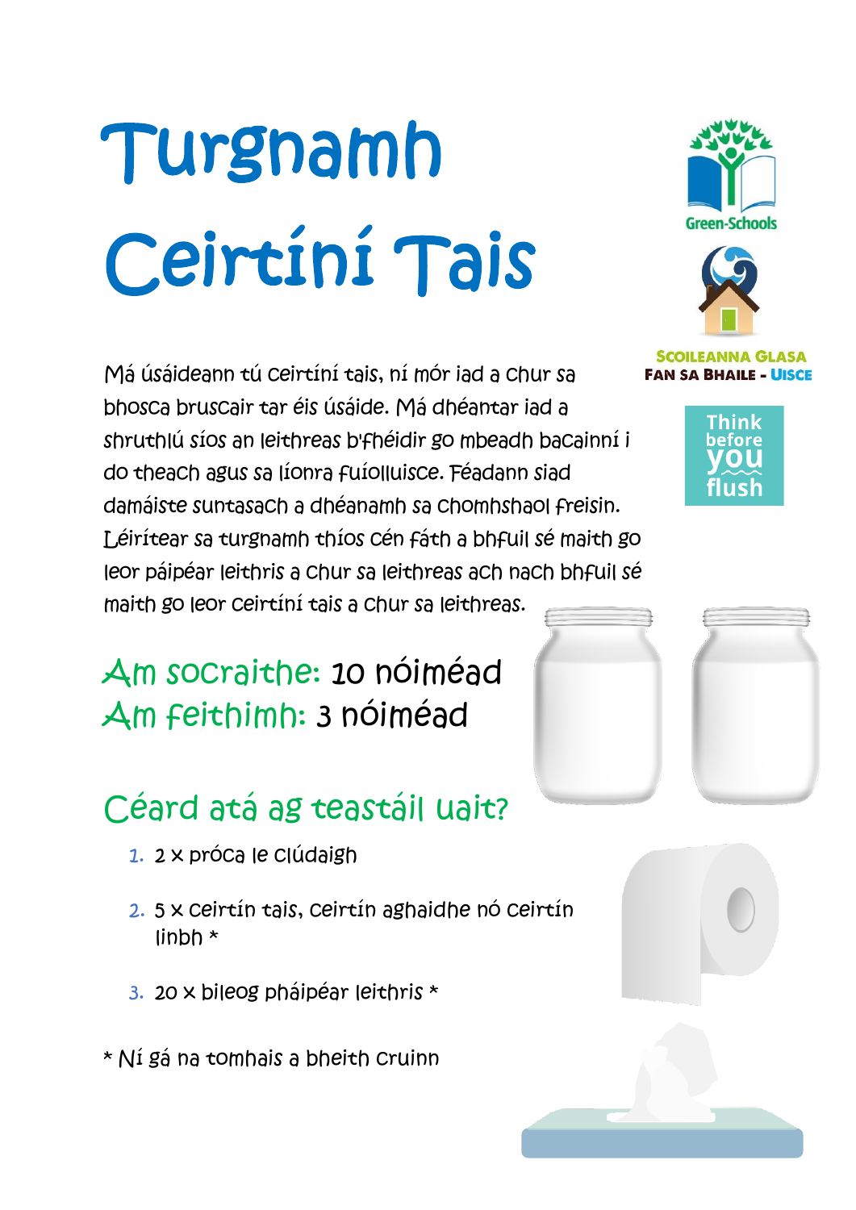# Turgnamh Ceirtíní Tais

Green-Schools

SCOILEANNA GLASA
FAN SA BHAILE - UISCE

Think before you flush

Má úsáideann tú ceirtíní tais, ní mór iad a chur sa bhosca bruscair tar éis úsáide. Má dhéantar iad a shruthlú síos an leithreas b'fhéidir go mbeadh bacainní i do theach agus sa líonra fuíolluisce. Féadann siad damáiste suntasach a dhéanamh sa chomhshaol freisin. Léirítear sa turgnamh thíos cén fáth a bhfuil sé maith go leor páipéar leithris a chur sa leithreas ach nach bhfuil sé maith go leor ceirtíní tais a chur sa leithreas.

## Am socraithe: 10 nóiméad
## Am feithimh: 3 nóiméad

## Céard atá ag teastáil uait?

1. 2 x próca le clúdaigh
2. 5 x ceirtín tais, ceirtín aghaidhe nó ceirtín linbh *
3. 20 x bileog pháipéar leithris *

* Ní gá na tomhais a bheith cruinn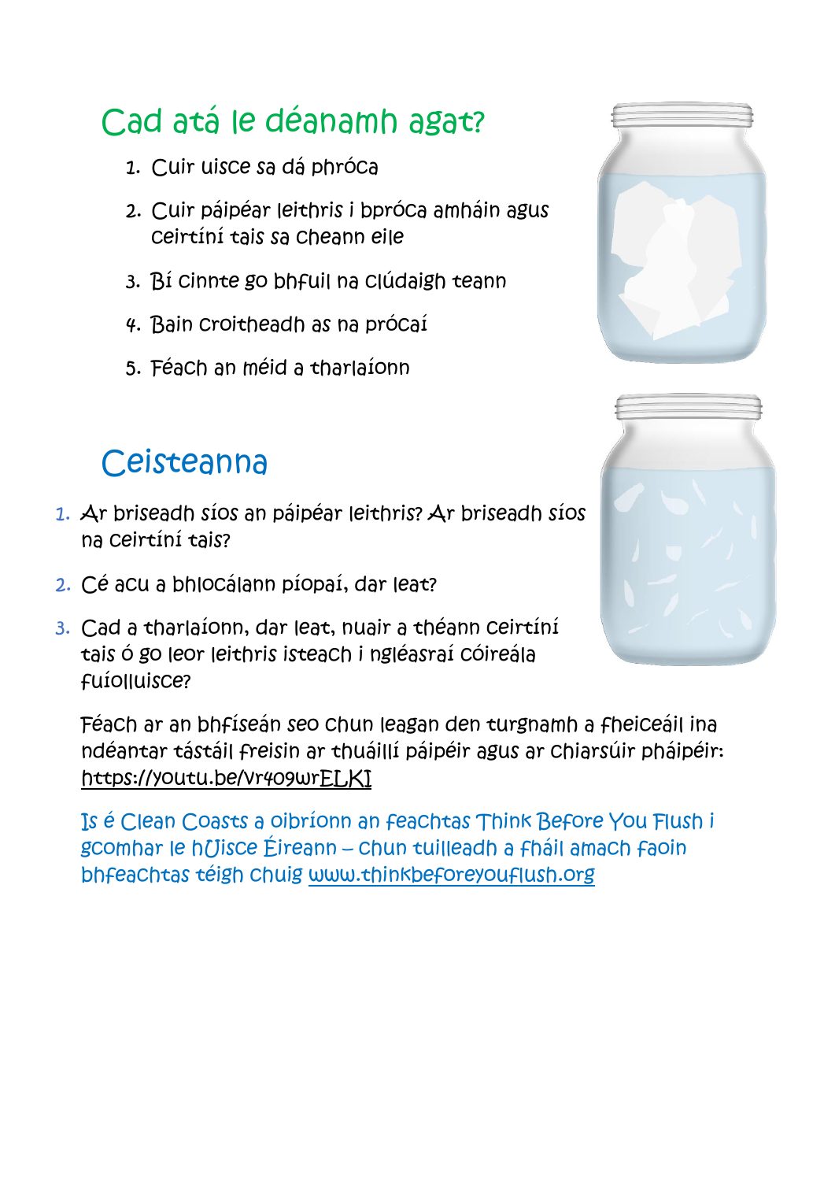## Cad atá le déanamh agat?

1. Cuir uisce sa dá phróca
2. Cuir páipéar leithris i bpróca amháin agus ceirtíní tais sa cheann eile
3. Bí cinnte go bhfuil na clúdaigh teann
4. Bain croitheadh as na prócaí
5. Féach an méid a tharlaíonn

## Ceisteanna

1. Ar briseadh síos an páipéar leithris? Ar briseadh síos na ceirtíní tais?
2. Cé acu a bhlocálann píopaí, dar leat?
3. Cad a tharlaíonn, dar leat, nuair a théann ceirtíní tais ó go leor leithris isteach i ngléasraí cóireála fuíolluisce?

Féach ar an bhfíseán seo chun leagan den turgnamh a fheiceáil ina ndéantar tástáil freisin ar thuáillí páipéir agus ar chiarsúir pháipéir: https://youtu.be/Vr4o9wrELKI

Is é Clean Coasts a oibríonn an feachtas Think Before You Flush i gcomhar le hUisce Éireann – chun tuilleadh a fháil amach faoin bhfeachtas téigh chuig www.thinkbeforeyouflush.org